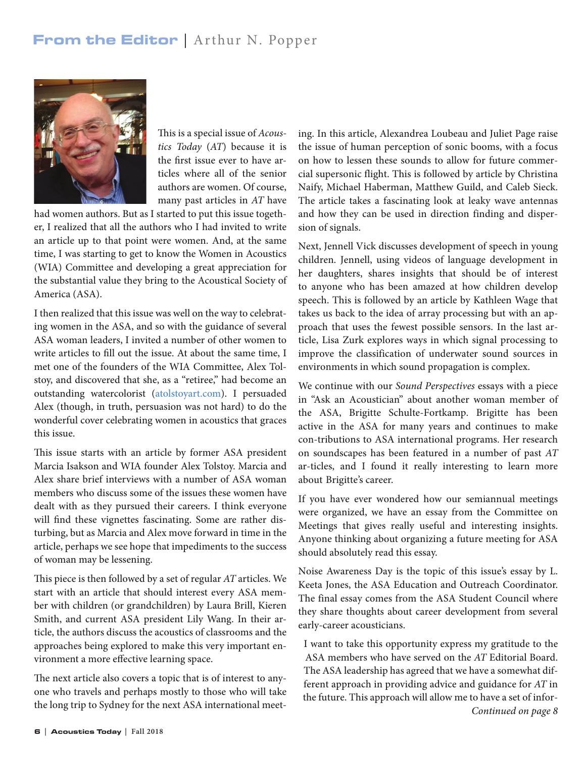# From the Editor | Arthur N. Popper

This is a special issue of *Acoustics Today* (*AT*) because it is the first issue ever to have articles where all of the senior authors are women. Of course, many past articles in *AT* have had women authors. But as I started to put this issue together, I realized that all the authors who I had invited to write an article up to that point were women. And, at the same time, I was starting to get to know the Women in Acoustics (WIA) Committee and developing a great appreciation for the substantial value they bring to the Acoustical Society of America (ASA).

I then realized that this issue was well on the way to celebrating women in the ASA, and so with the guidance of several ASA woman leaders, I invited a number of other women to write articles to fill out the issue. At about the same time, I met one of the founders of the WIA Committee, Alex Tolstoy, and discovered that she, as a "retiree," had become an outstanding watercolorist (atolstoyart.com). I persuaded Alex (though, in truth, persuasion was not hard) to do the wonderful cover celebrating women in acoustics that graces this issue.

This issue starts with an article by former ASA president Marcia Isakson and WIA founder Alex Tolstoy. Marcia and Alex share brief interviews with a number of ASA woman members who discuss some of the issues these women have dealt with as they pursued their careers. I think everyone will find these vignettes fascinating. Some are rather disturbing, but as Marcia and Alex move forward in time in the article, perhaps we see hope that impediments to the success of woman may be lessening.

This piece is then followed by a set of regular *AT* articles. We start with an article that should interest every ASA member with children (or grandchildren) by Laura Brill, Kieren Smith, and current ASA president Lily Wang. In their article, the authors discuss the acoustics of classrooms and the approaches being explored to make this very important environment a more effective learning space.

The next article also covers a topic that is of interest to anyone who travels and perhaps mostly to those who will take the long trip to Sydney for the next ASA international meeting. In this article, Alexandrea Loubeau and Juliet Page raise the issue of human perception of sonic booms, with a focus on how to lessen these sounds to allow for future commercial supersonic flight. This is followed by article by Christina Naify, Michael Haberman, Matthew Guild, and Caleb Sieck. The article takes a fascinating look at leaky wave antennas and how they can be used in direction finding and dispersion of signals.

Next, Jennell Vick discusses development of speech in young children. Jennell, using videos of language development in her daughters, shares insights that should be of interest to anyone who has been amazed at how children develop speech. This is followed by an article by Kathleen Wage that takes us back to the idea of array processing but with an approach that uses the fewest possible sensors. In the last article, Lisa Zurk explores ways in which signal processing to improve the classification of underwater sound sources in environments in which sound propagation is complex.

We continue with our *Sound Perspectives* essays with a piece in "Ask an Acoustician" about another woman member of the ASA, Brigitte Schulte-Fortkamp. Brigitte has been active in the ASA for many years and continues to make con-tributions to ASA international programs. Her research on soundscapes has been featured in a number of past *AT* ar-ticles, and I found it really interesting to learn more about Brigitte's career.

If you have ever wondered how our semiannual meetings were organized, we have an essay from the Committee on Meetings that gives really useful and interesting insights. Anyone thinking about organizing a future meeting for ASA should absolutely read this essay.

Noise Awareness Day is the topic of this issue's essay by L. Keeta Jones, the ASA Education and Outreach Coordinator. The final essay comes from the ASA Student Council where they share thoughts about career development from several early-career acousticians.

I want to take this opportunity express my gratitude to the ASA members who have served on the *AT* Editorial Board. The ASA leadership has agreed that we have a somewhat different approach in providing advice and guidance for *AT* in the future. This approach will allow me to have a set of infor-

*Continued on page 8*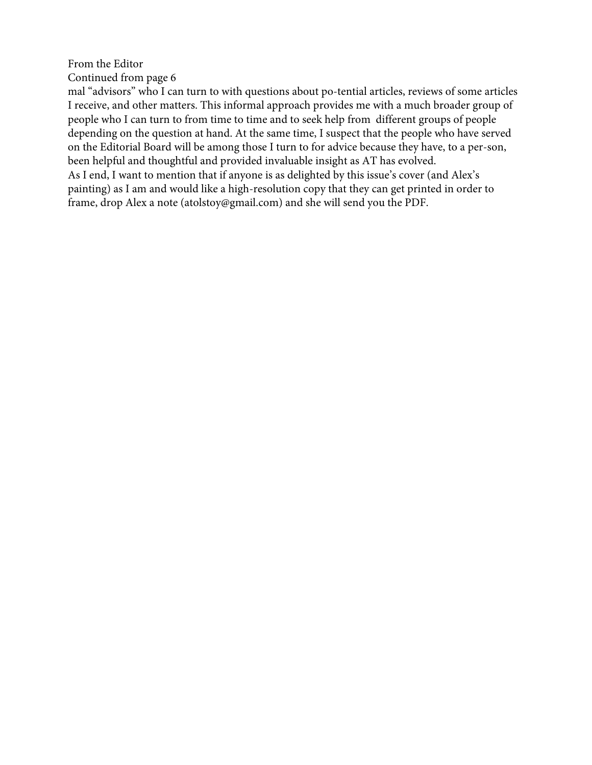From the Editor

Continued from page 6

mal “advisors” who I can turn to with questions about po-tential articles, reviews of some articles I receive, and other matters. This informal approach provides me with a much broader group of people who I can turn to from time to time and to seek help from different groups of people depending on the question at hand. At the same time, I suspect that the people who have served on the Editorial Board will be among those I turn to for advice because they have, to a per-son, been helpful and thoughtful and provided invaluable insight as AT has evolved.

As I end, I want to mention that if anyone is as delighted by this issue’s cover (and Alex’s painting) as I am and would like a high-resolution copy that they can get printed in order to frame, drop Alex a note (atolstoy@gmail.com) and she will send you the PDF.